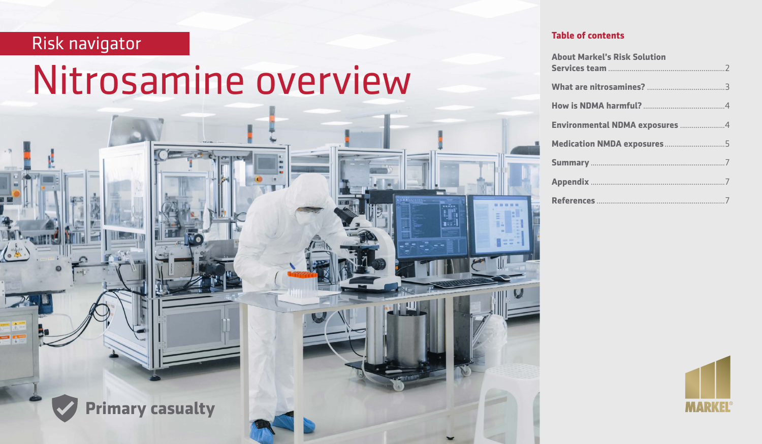Risk navigator

# Nitrosamine overview

Primary casualty

## Table of contents

About Markel's Risk Solution Services team .......... 2

What are nitrosamines? .......... 3

How is NDMA harmful? .......... 4

Environmental NDMA exposures .......... 4

Medication NMDA exposures .......... 5

Summary .......... 7

Appendix .......... 7

References .......... 7

MARKEL®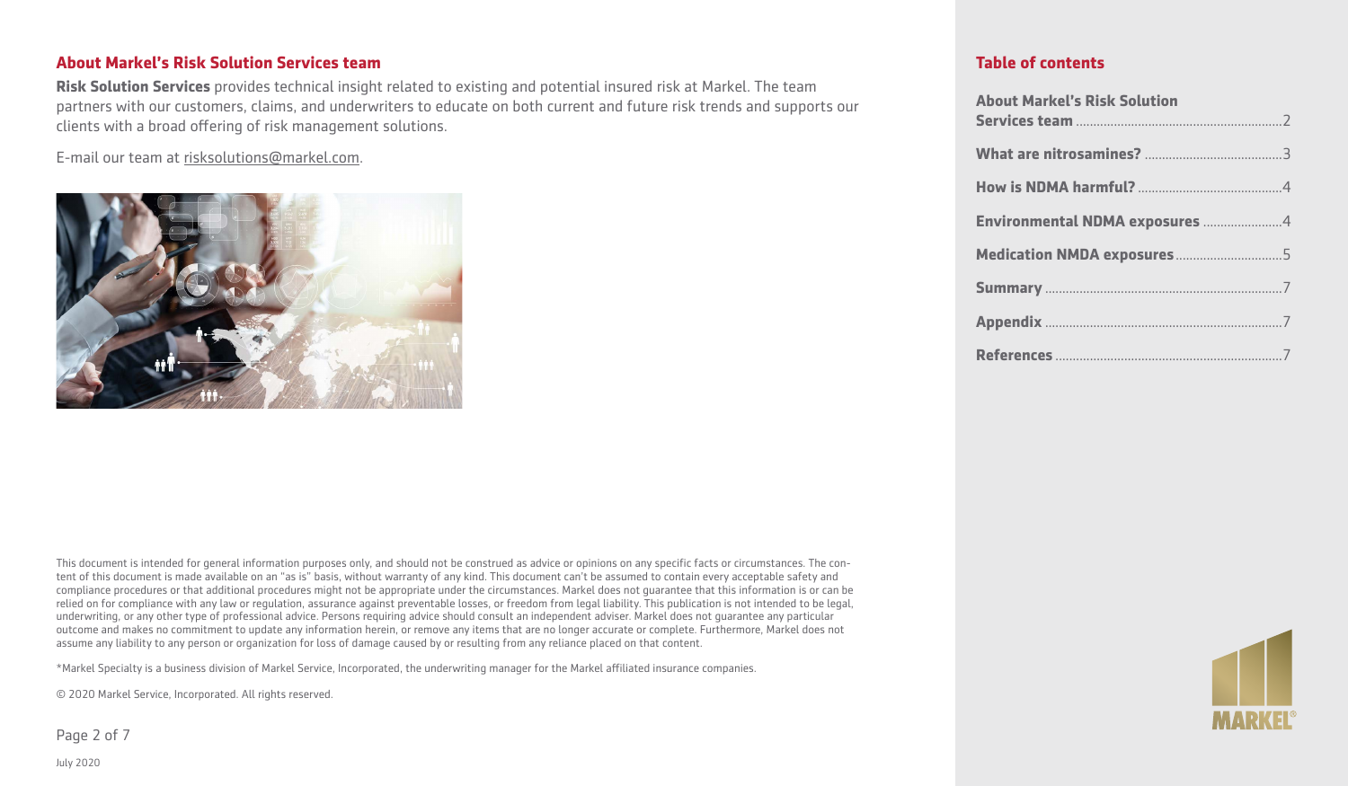## About Markel's Risk Solution Services team

**Risk Solution Services** provides technical insight related to existing and potential insured risk at Markel. The team partners with our customers, claims, and underwriters to educate on both current and future risk trends and supports our clients with a broad offering of risk management solutions.

E-mail our team at risksolutions@markel.com.

This document is intended for general information purposes only, and should not be construed as advice or opinions on any specific facts or circumstances. The content of this document is made available on an "as is" basis, without warranty of any kind. This document can't be assumed to contain every acceptable safety and compliance procedures or that additional procedures might not be appropriate under the circumstances. Markel does not guarantee that this information is or can be relied on for compliance with any law or regulation, assurance against preventable losses, or freedom from legal liability. This publication is not intended to be legal, underwriting, or any other type of professional advice. Persons requiring advice should consult an independent adviser. Markel does not guarantee any particular outcome and makes no commitment to update any information herein, or remove any items that are no longer accurate or complete. Furthermore, Markel does not assume any liability to any person or organization for loss of damage caused by or resulting from any reliance placed on that content.

*Markel Specialty is a business division of Markel Service, Incorporated, the underwriting manager for the Markel affiliated insurance companies.

© 2020 Markel Service, Incorporated. All rights reserved.

July 2020

## Table of contents

| | |
|---|---|
| **About Markel's Risk Solution Services team** | 2 |
| **What are nitrosamines?** | 3 |
| **How is NDMA harmful?** | 4 |
| **Environmental NDMA exposures** | 4 |
| **Medication NMDA exposures** | 5 |
| **Summary** | 7 |
| **Appendix** | 7 |
| **References** | 7 |

MARKEL®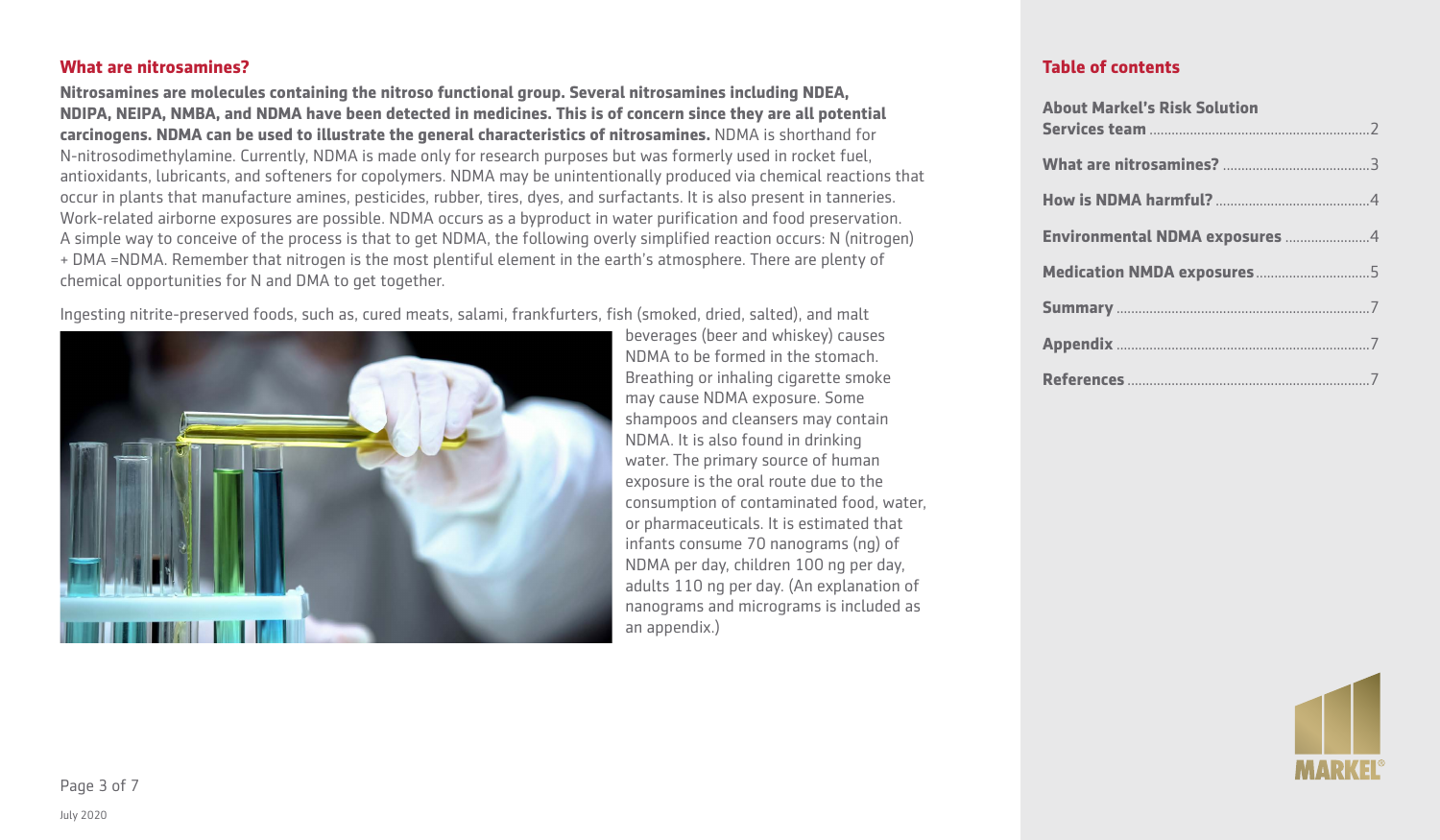## What are nitrosamines?

**Nitrosamines are molecules containing the nitroso functional group. Several nitrosamines including NDEA, NDIPA, NEIPA, NMBA, and NDMA have been detected in medicines. This is of concern since they are all potential carcinogens. NDMA can be used to illustrate the general characteristics of nitrosamines.** NDMA is shorthand for N-nitrosodimethylamine. Currently, NDMA is made only for research purposes but was formerly used in rocket fuel, antioxidants, lubricants, and softeners for copolymers. NDMA may be unintentionally produced via chemical reactions that occur in plants that manufacture amines, pesticides, rubber, tires, dyes, and surfactants. It is also present in tanneries. Work-related airborne exposures are possible. NDMA occurs as a byproduct in water purification and food preservation. A simple way to conceive of the process is that to get NDMA, the following overly simplified reaction occurs: N (nitrogen) + DMA =NDMA. Remember that nitrogen is the most plentiful element in the earth's atmosphere. There are plenty of chemical opportunities for N and DMA to get together.

Ingesting nitrite-preserved foods, such as, cured meats, salami, frankfurters, fish (smoked, dried, salted), and malt beverages (beer and whiskey) causes NDMA to be formed in the stomach. Breathing or inhaling cigarette smoke may cause NDMA exposure. Some shampoos and cleansers may contain NDMA. It is also found in drinking water. The primary source of human exposure is the oral route due to the consumption of contaminated food, water, or pharmaceuticals. It is estimated that infants consume 70 nanograms (ng) of NDMA per day, children 100 ng per day, adults 110 ng per day. (An explanation of nanograms and micrograms is included as an appendix.)

## Table of contents

- About Markel's Risk Solution Services team ... 2
- What are nitrosamines? ... 3
- How is NDMA harmful? ... 4
- Environmental NDMA exposures ... 4
- Medication NMDA exposures ... 5
- Summary ... 7
- Appendix ... 7
- References ... 7

July 2020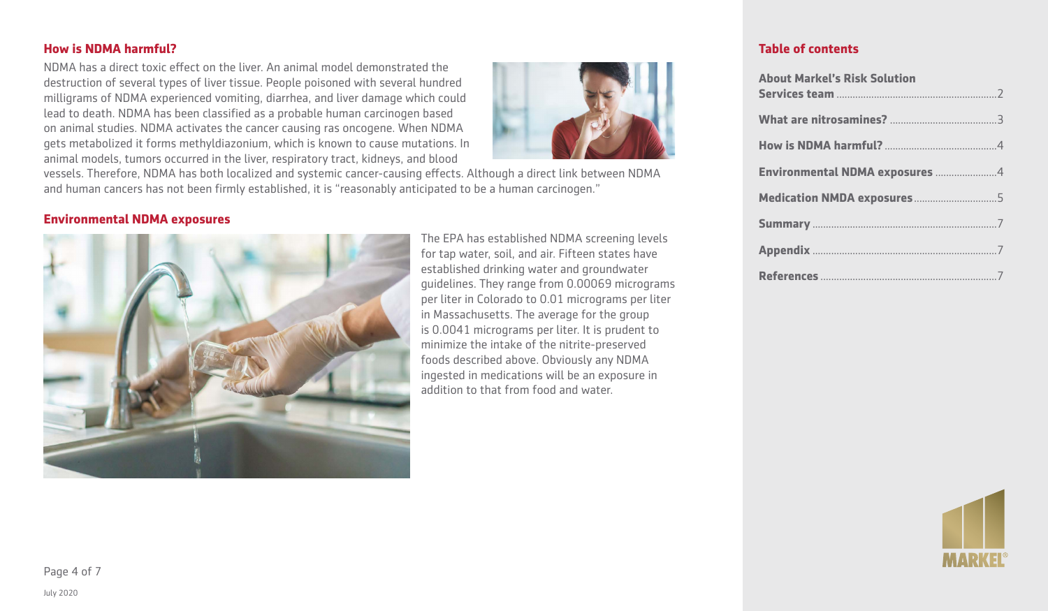## How is NDMA harmful?

NDMA has a direct toxic effect on the liver. An animal model demonstrated the destruction of several types of liver tissue. People poisoned with several hundred milligrams of NDMA experienced vomiting, diarrhea, and liver damage which could lead to death. NDMA has been classified as a probable human carcinogen based on animal studies. NDMA activates the cancer causing ras oncogene. When NDMA gets metabolized it forms methyldiazonium, which is known to cause mutations. In animal models, tumors occurred in the liver, respiratory tract, kidneys, and blood vessels. Therefore, NDMA has both localized and systemic cancer-causing effects. Although a direct link between NDMA and human cancers has not been firmly established, it is "reasonably anticipated to be a human carcinogen."

## Environmental NDMA exposures

The EPA has established NDMA screening levels for tap water, soil, and air. Fifteen states have established drinking water and groundwater guidelines. They range from 0.00069 micrograms per liter in Colorado to 0.01 micrograms per liter in Massachusetts. The average for the group is 0.0041 micrograms per liter. It is prudent to minimize the intake of the nitrite-preserved foods described above. Obviously any NDMA ingested in medications will be an exposure in addition to that from food and water.

## Table of contents

- **About Markel's Risk Solution Services team** .......... 2
- **What are nitrosamines?** .......... 3
- **How is NDMA harmful?** .......... 4
- **Environmental NDMA exposures** .......... 4
- **Medication NMDA exposures** .......... 5
- **Summary** .......... 7
- **Appendix** .......... 7
- **References** .......... 7

July 2020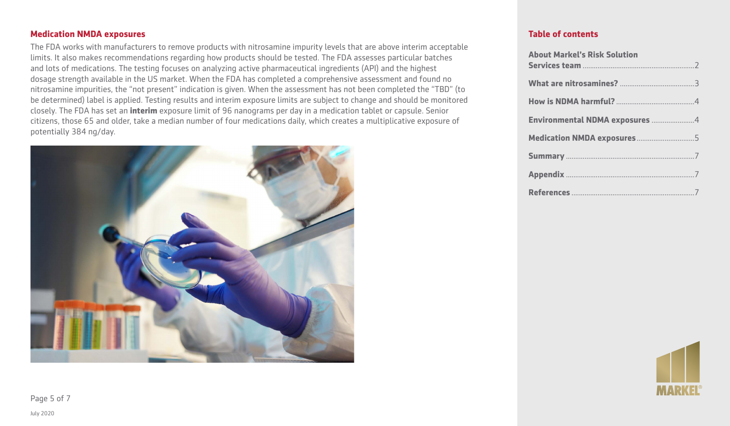## Medication NMDA exposures

The FDA works with manufacturers to remove products with nitrosamine impurity levels that are above interim acceptable limits. It also makes recommendations regarding how products should be tested. The FDA assesses particular batches and lots of medications. The testing focuses on analyzing active pharmaceutical ingredients (API) and the highest dosage strength available in the US market. When the FDA has completed a comprehensive assessment and found no nitrosamine impurities, the "not present" indication is given. When the assessment has not been completed the "TBD" (to be determined) label is applied. Testing results and interim exposure limits are subject to change and should be monitored closely. The FDA has set an **interim** exposure limit of 96 nanograms per day in a medication tablet or capsule. Senior citizens, those 65 and older, take a median number of four medications daily, which creates a multiplicative exposure of potentially 384 ng/day.

## Table of contents

- **About Markel's Risk Solution Services team** ... 2
- **What are nitrosamines?** ... 3
- **How is NDMA harmful?** ... 4
- **Environmental NDMA exposures** ... 4
- **Medication NMDA exposures** ... 5
- **Summary** ... 7
- **Appendix** ... 7
- **References** ... 7

July 2020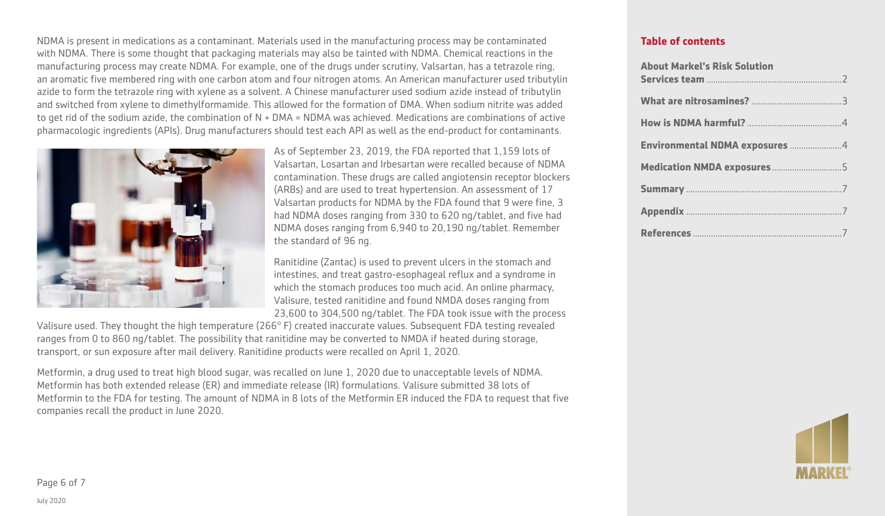NDMA is present in medications as a contaminant. Materials used in the manufacturing process may be contaminated with NDMA. There is some thought that packaging materials may also be tainted with NDMA. Chemical reactions in the manufacturing process may create NDMA. For example, one of the drugs under scrutiny, Valsartan, has a tetrazole ring, an aromatic five membered ring with one carbon atom and four nitrogen atoms. An American manufacturer used tributylin azide to form the tetrazole ring with xylene as a solvent. A Chinese manufacturer used sodium azide instead of tributylin and switched from xylene to dimethylformamide. This allowed for the formation of DMA. When sodium nitrite was added to get rid of the sodium azide, the combination of N + DMA = NDMA was achieved. Medications are combinations of active pharmacologic ingredients (APIs). Drug manufacturers should test each API as well as the end-product for contaminants.

As of September 23, 2019, the FDA reported that 1,159 lots of Valsartan, Losartan and Irbesartan were recalled because of NDMA contamination. These drugs are called angiotensin receptor blockers (ARBs) and are used to treat hypertension. An assessment of 17 Valsartan products for NDMA by the FDA found that 9 were fine, 3 had NDMA doses ranging from 330 to 620 ng/tablet, and five had NDMA doses ranging from 6,940 to 20,190 ng/tablet. Remember the standard of 96 ng.

Ranitidine (Zantac) is used to prevent ulcers in the stomach and intestines, and treat gastro-esophageal reflux and a syndrome in which the stomach produces too much acid. An online pharmacy, Valisure, tested ranitidine and found NMDA doses ranging from 23,600 to 304,500 ng/tablet. The FDA took issue with the process Valisure used. They thought the high temperature (266° F) created inaccurate values. Subsequent FDA testing revealed ranges from 0 to 860 ng/tablet. The possibility that ranitidine may be converted to NMDA if heated during storage, transport, or sun exposure after mail delivery. Ranitidine products were recalled on April 1, 2020.

Metformin, a drug used to treat high blood sugar, was recalled on June 1, 2020 due to unacceptable levels of NDMA. Metformin has both extended release (ER) and immediate release (IR) formulations. Valisure submitted 38 lots of Metformin to the FDA for testing. The amount of NDMA in 8 lots of the Metformin ER induced the FDA to request that five companies recall the product in June 2020.

**Table of contents**

| | |
|---|---|
| **About Markel's Risk Solution Services team** | 2 |
| **What are nitrosamines?** | 3 |
| **How is NDMA harmful?** | 4 |
| **Environmental NDMA exposures** | 4 |
| **Medication NMDA exposures** | 5 |
| **Summary** | 7 |
| **Appendix** | 7 |
| **References** | 7 |

July 2020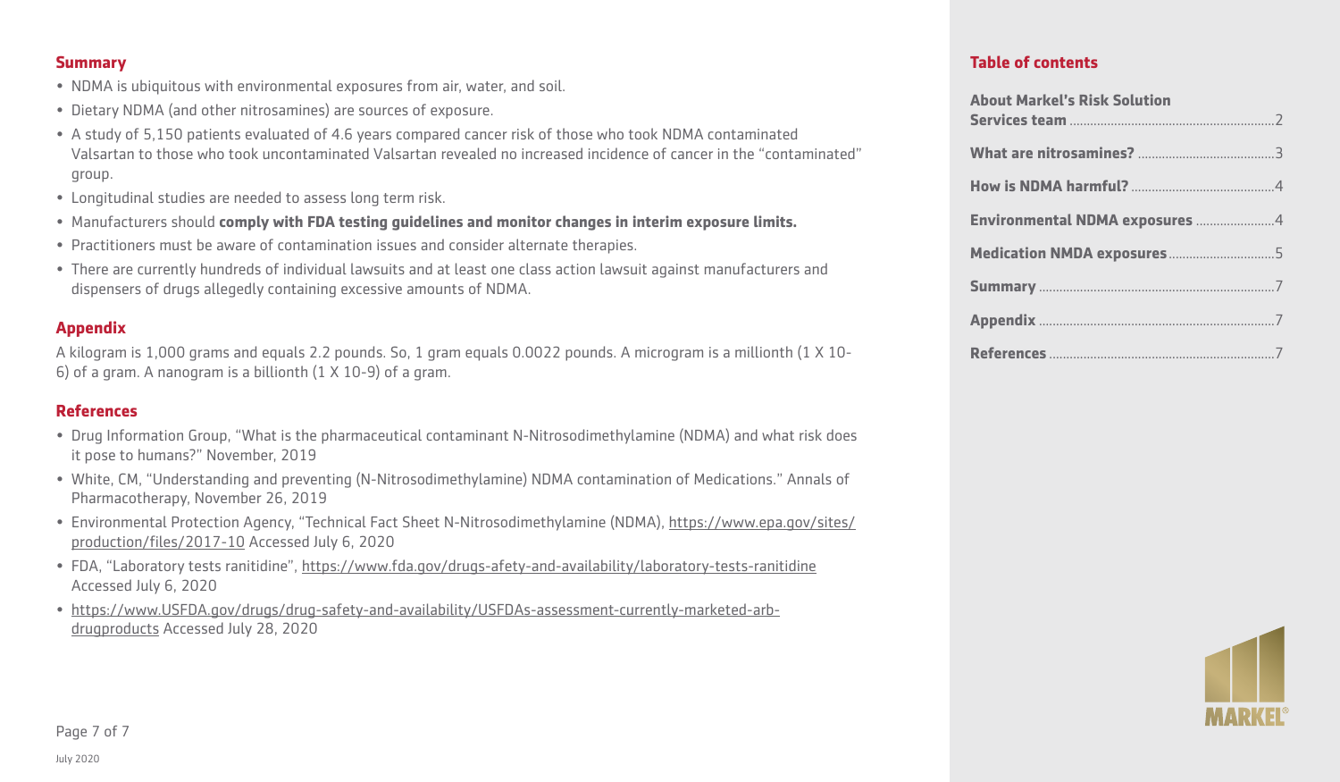## Summary

- NDMA is ubiquitous with environmental exposures from air, water, and soil.
- Dietary NDMA (and other nitrosamines) are sources of exposure.
- A study of 5,150 patients evaluated of 4.6 years compared cancer risk of those who took NDMA contaminated Valsartan to those who took uncontaminated Valsartan revealed no increased incidence of cancer in the "contaminated" group.
- Longitudinal studies are needed to assess long term risk.
- Manufacturers should **comply with FDA testing guidelines and monitor changes in interim exposure limits.**
- Practitioners must be aware of contamination issues and consider alternate therapies.
- There are currently hundreds of individual lawsuits and at least one class action lawsuit against manufacturers and dispensers of drugs allegedly containing excessive amounts of NDMA.

## Appendix

A kilogram is 1,000 grams and equals 2.2 pounds. So, 1 gram equals 0.0022 pounds. A microgram is a millionth (1 X 10-6) of a gram. A nanogram is a billionth (1 X 10-9) of a gram.

## References

- Drug Information Group, "What is the pharmaceutical contaminant N-Nitrosodimethylamine (NDMA) and what risk does it pose to humans?" November, 2019
- White, CM, "Understanding and preventing (N-Nitrosodimethylamine) NDMA contamination of Medications." Annals of Pharmacotherapy, November 26, 2019
- Environmental Protection Agency, "Technical Fact Sheet N-Nitrosodimethylamine (NDMA), https://www.epa.gov/sites/production/files/2017-10 Accessed July 6, 2020
- FDA, "Laboratory tests ranitidine", https://www.fda.gov/drugs-afety-and-availability/laboratory-tests-ranitidine Accessed July 6, 2020
- https://www.USFDA.gov/drugs/drug-safety-and-availability/USFDAs-assessment-currently-marketed-arb-drugproducts Accessed July 28, 2020

July 2020

## Table of contents

- About Markel's Risk Solution Services team ..... 2
- What are nitrosamines? ..... 3
- How is NDMA harmful? ..... 4
- Environmental NDMA exposures ..... 4
- Medication NMDA exposures ..... 5
- Summary ..... 7
- Appendix ..... 7
- References ..... 7

MARKEL®